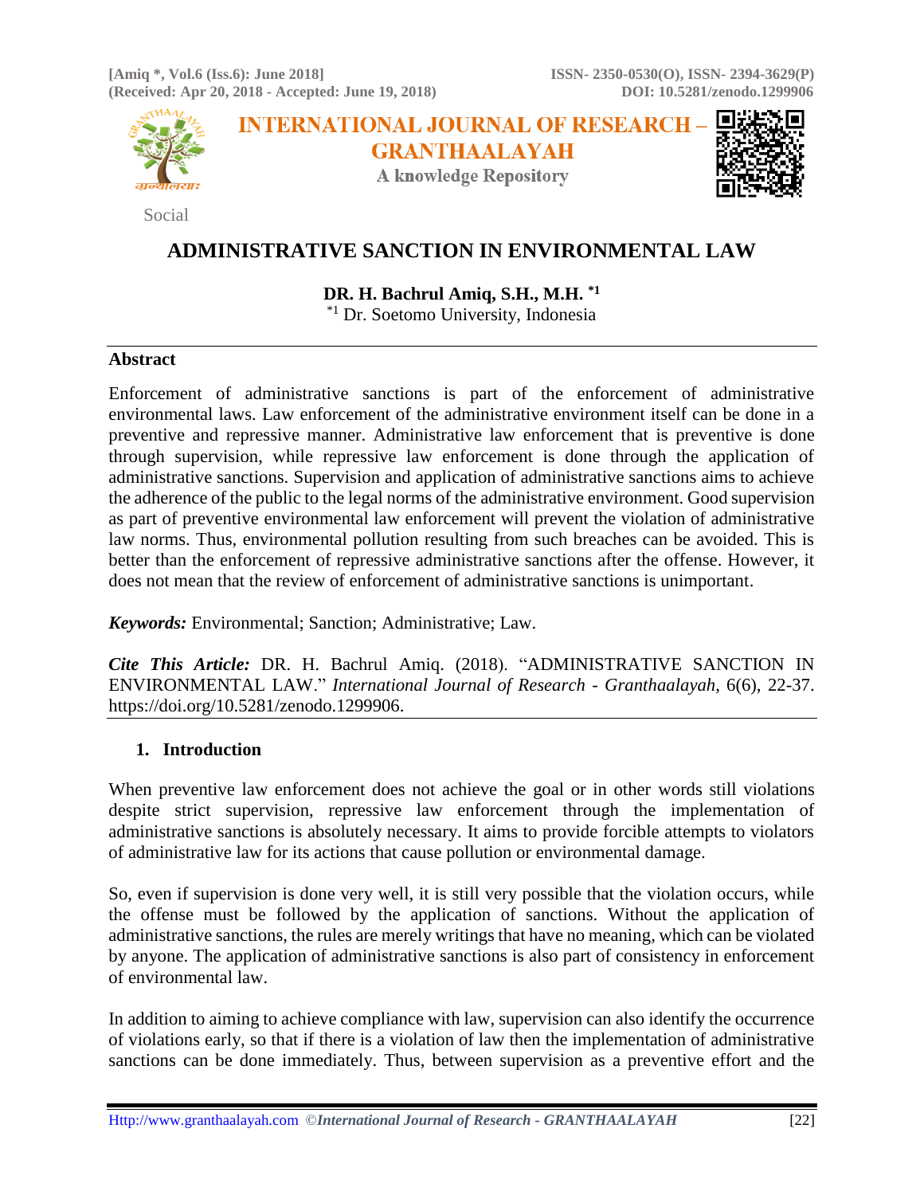# ADMINISTRATIVE SANCTION IN ENVIRONMENTAL LAW

**DR. H. Bachrul Amiq, S.H., M.H. [*1]**

[*1] Dr. Soetomo University, Indonesia

## Abstract

Enforcement of administrative sanctions is part of the enforcement of administrative environmental laws. Law enforcement of the administrative environment itself can be done in a preventive and repressive manner. Administrative law enforcement that is preventive is done through supervision, while repressive law enforcement is done through the application of administrative sanctions. Supervision and application of administrative sanctions aims to achieve the adherence of the public to the legal norms of the administrative environment. Good supervision as part of preventive environmental law enforcement will prevent the violation of administrative law norms. Thus, environmental pollution resulting from such breaches can be avoided. This is better than the enforcement of repressive administrative sanctions after the offense. However, it does not mean that the review of enforcement of administrative sanctions is unimportant.

***Keywords:*** Environmental; Sanction; Administrative; Law.

***Cite This Article:*** DR. H. Bachrul Amiq. (2018). "ADMINISTRATIVE SANCTION IN ENVIRONMENTAL LAW." *International Journal of Research - Granthaalayah*, 6(6), 22-37. https://doi.org/10.5281/zenodo.1299906.

## 1. Introduction

When preventive law enforcement does not achieve the goal or in other words still violations despite strict supervision, repressive law enforcement through the implementation of administrative sanctions is absolutely necessary. It aims to provide forcible attempts to violators of administrative law for its actions that cause pollution or environmental damage.

So, even if supervision is done very well, it is still very possible that the violation occurs, while the offense must be followed by the application of sanctions. Without the application of administrative sanctions, the rules are merely writings that have no meaning, which can be violated by anyone. The application of administrative sanctions is also part of consistency in enforcement of environmental law.

In addition to aiming to achieve compliance with law, supervision can also identify the occurrence of violations early, so that if there is a violation of law then the implementation of administrative sanctions can be done immediately. Thus, between supervision as a preventive effort and the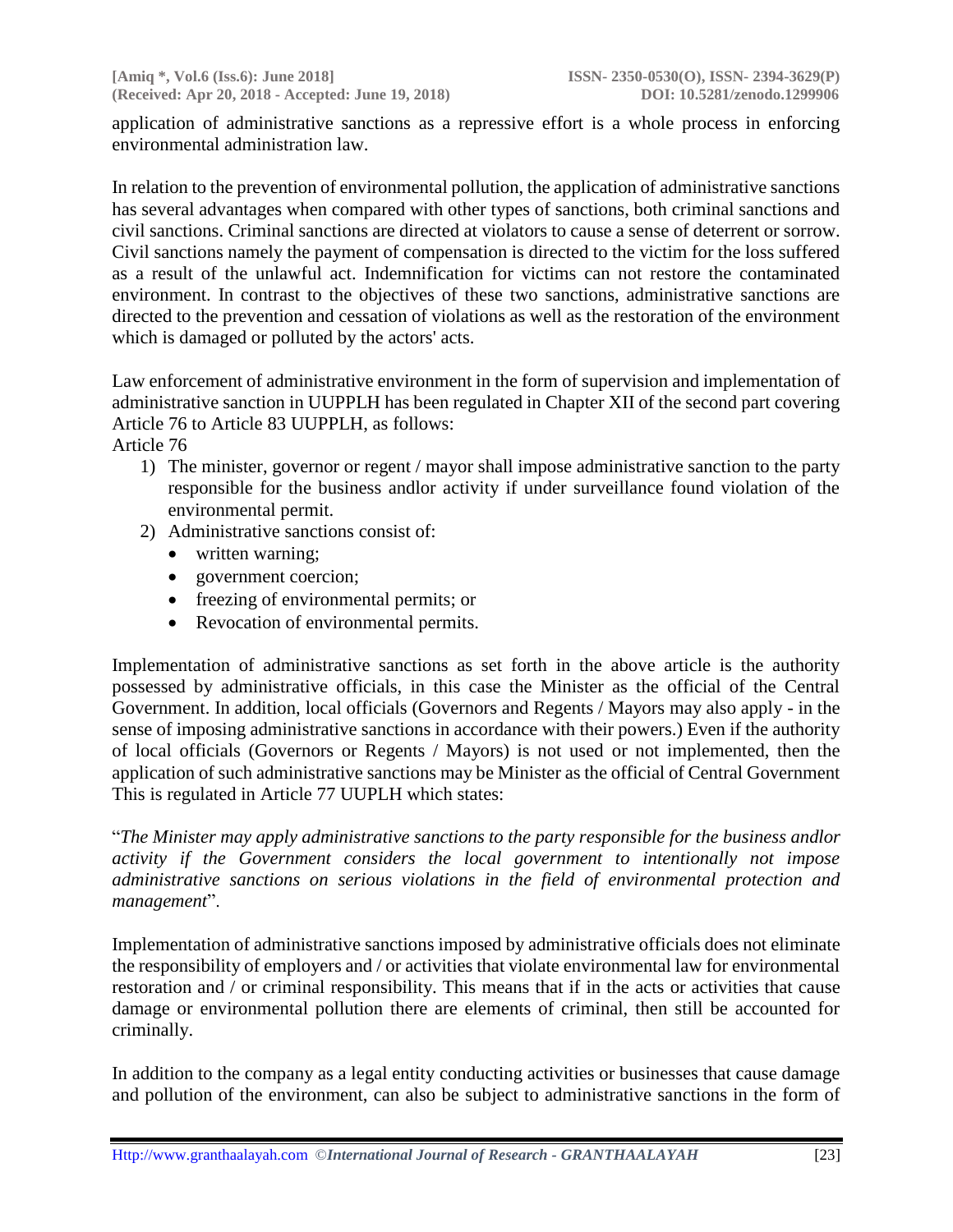application of administrative sanctions as a repressive effort is a whole process in enforcing environmental administration law.

In relation to the prevention of environmental pollution, the application of administrative sanctions has several advantages when compared with other types of sanctions, both criminal sanctions and civil sanctions. Criminal sanctions are directed at violators to cause a sense of deterrent or sorrow. Civil sanctions namely the payment of compensation is directed to the victim for the loss suffered as a result of the unlawful act. Indemnification for victims can not restore the contaminated environment. In contrast to the objectives of these two sanctions, administrative sanctions are directed to the prevention and cessation of violations as well as the restoration of the environment which is damaged or polluted by the actors' acts.

Law enforcement of administrative environment in the form of supervision and implementation of administrative sanction in UUPPLH has been regulated in Chapter XII of the second part covering Article 76 to Article 83 UUPPLH, as follows:

Article 76

1) The minister, governor or regent / mayor shall impose administrative sanction to the party responsible for the business andlor activity if under surveillance found violation of the environmental permit.
2) Administrative sanctions consist of:
   - written warning;
   - government coercion;
   - freezing of environmental permits; or
   - Revocation of environmental permits.

Implementation of administrative sanctions as set forth in the above article is the authority possessed by administrative officials, in this case the Minister as the official of the Central Government. In addition, local officials (Governors and Regents / Mayors may also apply - in the sense of imposing administrative sanctions in accordance with their powers.) Even if the authority of local officials (Governors or Regents / Mayors) is not used or not implemented, then the application of such administrative sanctions may be Minister as the official of Central Government This is regulated in Article 77 UUPLH which states:

"*The Minister may apply administrative sanctions to the party responsible for the business andlor activity if the Government considers the local government to intentionally not impose administrative sanctions on serious violations in the field of environmental protection and management*".

Implementation of administrative sanctions imposed by administrative officials does not eliminate the responsibility of employers and / or activities that violate environmental law for environmental restoration and / or criminal responsibility. This means that if in the acts or activities that cause damage or environmental pollution there are elements of criminal, then still be accounted for criminally.

In addition to the company as a legal entity conducting activities or businesses that cause damage and pollution of the environment, can also be subject to administrative sanctions in the form of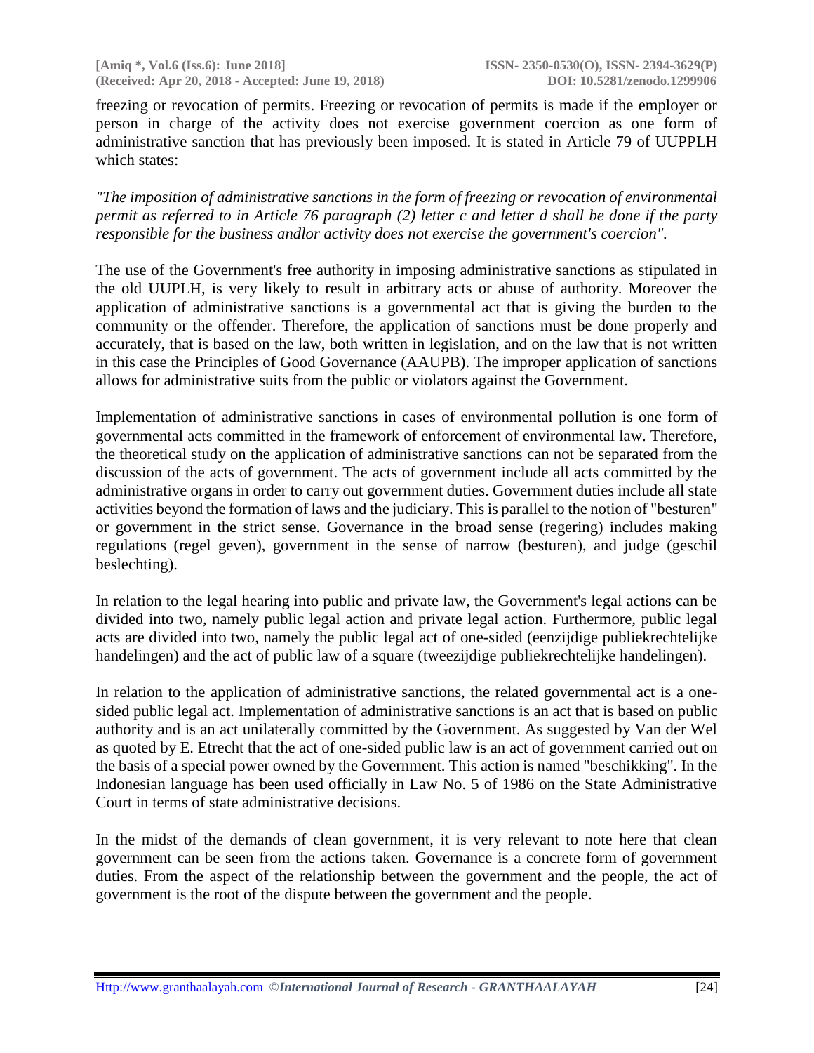freezing or revocation of permits. Freezing or revocation of permits is made if the employer or person in charge of the activity does not exercise government coercion as one form of administrative sanction that has previously been imposed. It is stated in Article 79 of UUPPLH which states:

*"The imposition of administrative sanctions in the form of freezing or revocation of environmental permit as referred to in Article 76 paragraph (2) letter c and letter d shall be done if the party responsible for the business andlor activity does not exercise the government's coercion".*

The use of the Government's free authority in imposing administrative sanctions as stipulated in the old UUPLH, is very likely to result in arbitrary acts or abuse of authority. Moreover the application of administrative sanctions is a governmental act that is giving the burden to the community or the offender. Therefore, the application of sanctions must be done properly and accurately, that is based on the law, both written in legislation, and on the law that is not written in this case the Principles of Good Governance (AAUPB). The improper application of sanctions allows for administrative suits from the public or violators against the Government.

Implementation of administrative sanctions in cases of environmental pollution is one form of governmental acts committed in the framework of enforcement of environmental law. Therefore, the theoretical study on the application of administrative sanctions can not be separated from the discussion of the acts of government. The acts of government include all acts committed by the administrative organs in order to carry out government duties. Government duties include all state activities beyond the formation of laws and the judiciary. This is parallel to the notion of "besturen" or government in the strict sense. Governance in the broad sense (regering) includes making regulations (regel geven), government in the sense of narrow (besturen), and judge (geschil beslechting).

In relation to the legal hearing into public and private law, the Government's legal actions can be divided into two, namely public legal action and private legal action. Furthermore, public legal acts are divided into two, namely the public legal act of one-sided (eenzijdige publiekrechtelijke handelingen) and the act of public law of a square (tweezijdige publiekrechtelijke handelingen).

In relation to the application of administrative sanctions, the related governmental act is a one-sided public legal act. Implementation of administrative sanctions is an act that is based on public authority and is an act unilaterally committed by the Government. As suggested by Van der Wel as quoted by E. Etrecht that the act of one-sided public law is an act of government carried out on the basis of a special power owned by the Government. This action is named "beschikking". In the Indonesian language has been used officially in Law No. 5 of 1986 on the State Administrative Court in terms of state administrative decisions.

In the midst of the demands of clean government, it is very relevant to note here that clean government can be seen from the actions taken. Governance is a concrete form of government duties. From the aspect of the relationship between the government and the people, the act of government is the root of the dispute between the government and the people.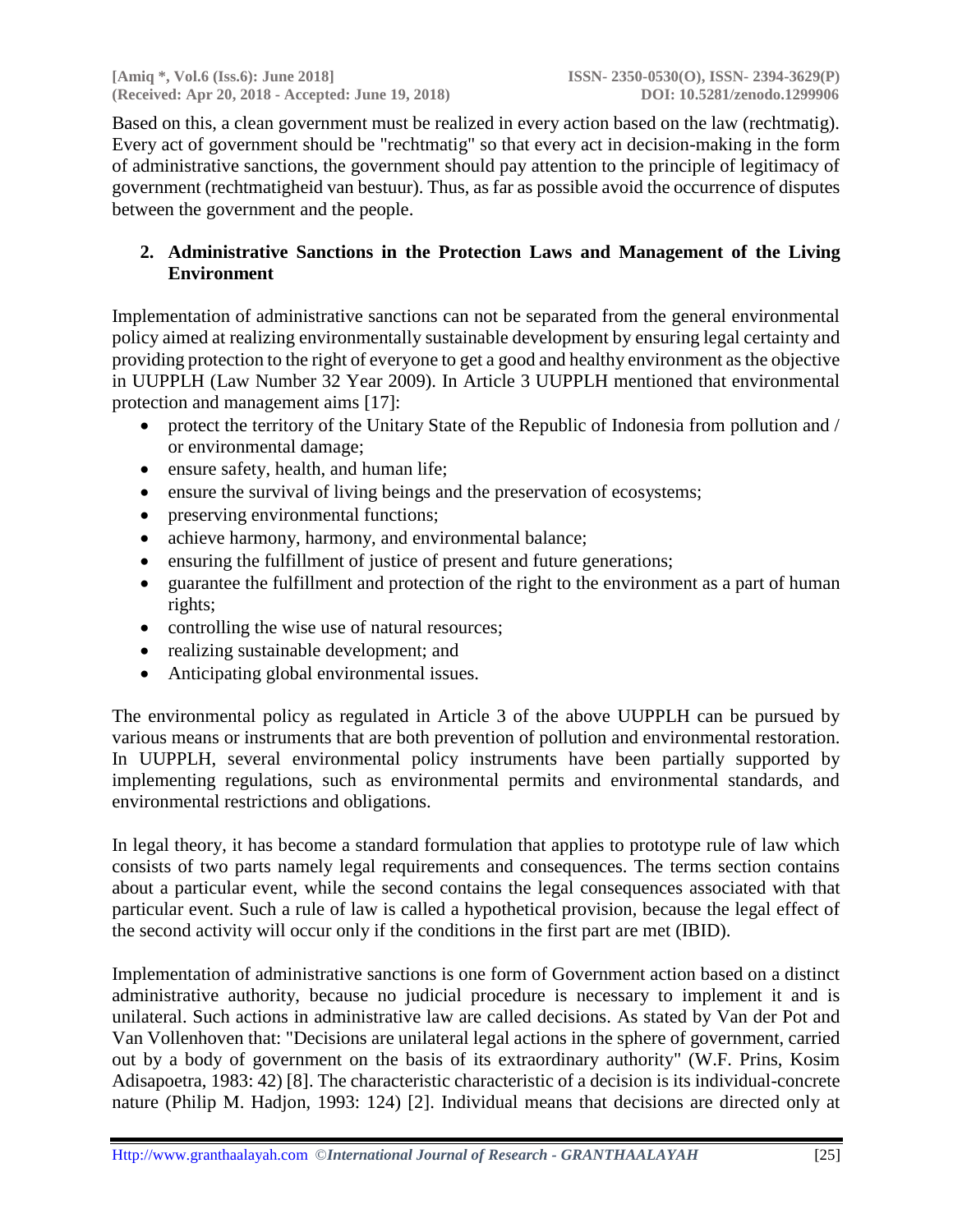Based on this, a clean government must be realized in every action based on the law (rechtmatig). Every act of government should be "rechtmatig" so that every act in decision-making in the form of administrative sanctions, the government should pay attention to the principle of legitimacy of government (rechtmatigheid van bestuur). Thus, as far as possible avoid the occurrence of disputes between the government and the people.

## 2. Administrative Sanctions in the Protection Laws and Management of the Living Environment

Implementation of administrative sanctions can not be separated from the general environmental policy aimed at realizing environmentally sustainable development by ensuring legal certainty and providing protection to the right of everyone to get a good and healthy environment as the objective in UUPPLH (Law Number 32 Year 2009). In Article 3 UUPPLH mentioned that environmental protection and management aims [17]:

- protect the territory of the Unitary State of the Republic of Indonesia from pollution and / or environmental damage;
- ensure safety, health, and human life;
- ensure the survival of living beings and the preservation of ecosystems;
- preserving environmental functions;
- achieve harmony, harmony, and environmental balance;
- ensuring the fulfillment of justice of present and future generations;
- guarantee the fulfillment and protection of the right to the environment as a part of human rights;
- controlling the wise use of natural resources;
- realizing sustainable development; and
- Anticipating global environmental issues.

The environmental policy as regulated in Article 3 of the above UUPPLH can be pursued by various means or instruments that are both prevention of pollution and environmental restoration. In UUPPLH, several environmental policy instruments have been partially supported by implementing regulations, such as environmental permits and environmental standards, and environmental restrictions and obligations.

In legal theory, it has become a standard formulation that applies to prototype rule of law which consists of two parts namely legal requirements and consequences. The terms section contains about a particular event, while the second contains the legal consequences associated with that particular event. Such a rule of law is called a hypothetical provision, because the legal effect of the second activity will occur only if the conditions in the first part are met (IBID).

Implementation of administrative sanctions is one form of Government action based on a distinct administrative authority, because no judicial procedure is necessary to implement it and is unilateral. Such actions in administrative law are called decisions. As stated by Van der Pot and Van Vollenhoven that: "Decisions are unilateral legal actions in the sphere of government, carried out by a body of government on the basis of its extraordinary authority" (W.F. Prins, Kosim Adisapoetra, 1983: 42) [8]. The characteristic characteristic of a decision is its individual-concrete nature (Philip M. Hadjon, 1993: 124) [2]. Individual means that decisions are directed only at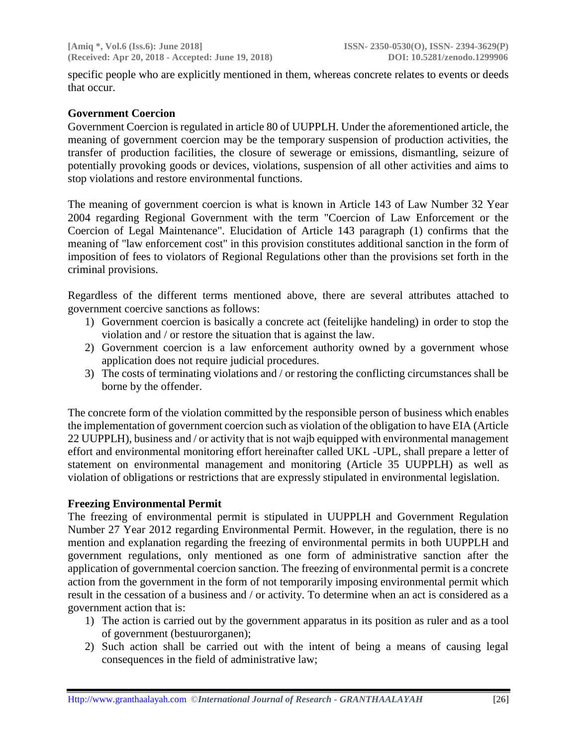specific people who are explicitly mentioned in them, whereas concrete relates to events or deeds that occur.

### Government Coercion

Government Coercion is regulated in article 80 of UUPPLH. Under the aforementioned article, the meaning of government coercion may be the temporary suspension of production activities, the transfer of production facilities, the closure of sewerage or emissions, dismantling, seizure of potentially provoking goods or devices, violations, suspension of all other activities and aims to stop violations and restore environmental functions.

The meaning of government coercion is what is known in Article 143 of Law Number 32 Year 2004 regarding Regional Government with the term "Coercion of Law Enforcement or the Coercion of Legal Maintenance". Elucidation of Article 143 paragraph (1) confirms that the meaning of "law enforcement cost" in this provision constitutes additional sanction in the form of imposition of fees to violators of Regional Regulations other than the provisions set forth in the criminal provisions.

Regardless of the different terms mentioned above, there are several attributes attached to government coercive sanctions as follows:

1) Government coercion is basically a concrete act (feitelijke handeling) in order to stop the violation and / or restore the situation that is against the law.
2) Government coercion is a law enforcement authority owned by a government whose application does not require judicial procedures.
3) The costs of terminating violations and / or restoring the conflicting circumstances shall be borne by the offender.

The concrete form of the violation committed by the responsible person of business which enables the implementation of government coercion such as violation of the obligation to have EIA (Article 22 UUPPLH), business and / or activity that is not wajb equipped with environmental management effort and environmental monitoring effort hereinafter called UKL -UPL, shall prepare a letter of statement on environmental management and monitoring (Article 35 UUPPLH) as well as violation of obligations or restrictions that are expressly stipulated in environmental legislation.

### Freezing Environmental Permit

The freezing of environmental permit is stipulated in UUPPLH and Government Regulation Number 27 Year 2012 regarding Environmental Permit. However, in the regulation, there is no mention and explanation regarding the freezing of environmental permits in both UUPPLH and government regulations, only mentioned as one form of administrative sanction after the application of governmental coercion sanction. The freezing of environmental permit is a concrete action from the government in the form of not temporarily imposing environmental permit which result in the cessation of a business and / or activity. To determine when an act is considered as a government action that is:

1) The action is carried out by the government apparatus in its position as ruler and as a tool of government (bestuurorganen);
2) Such action shall be carried out with the intent of being a means of causing legal consequences in the field of administrative law;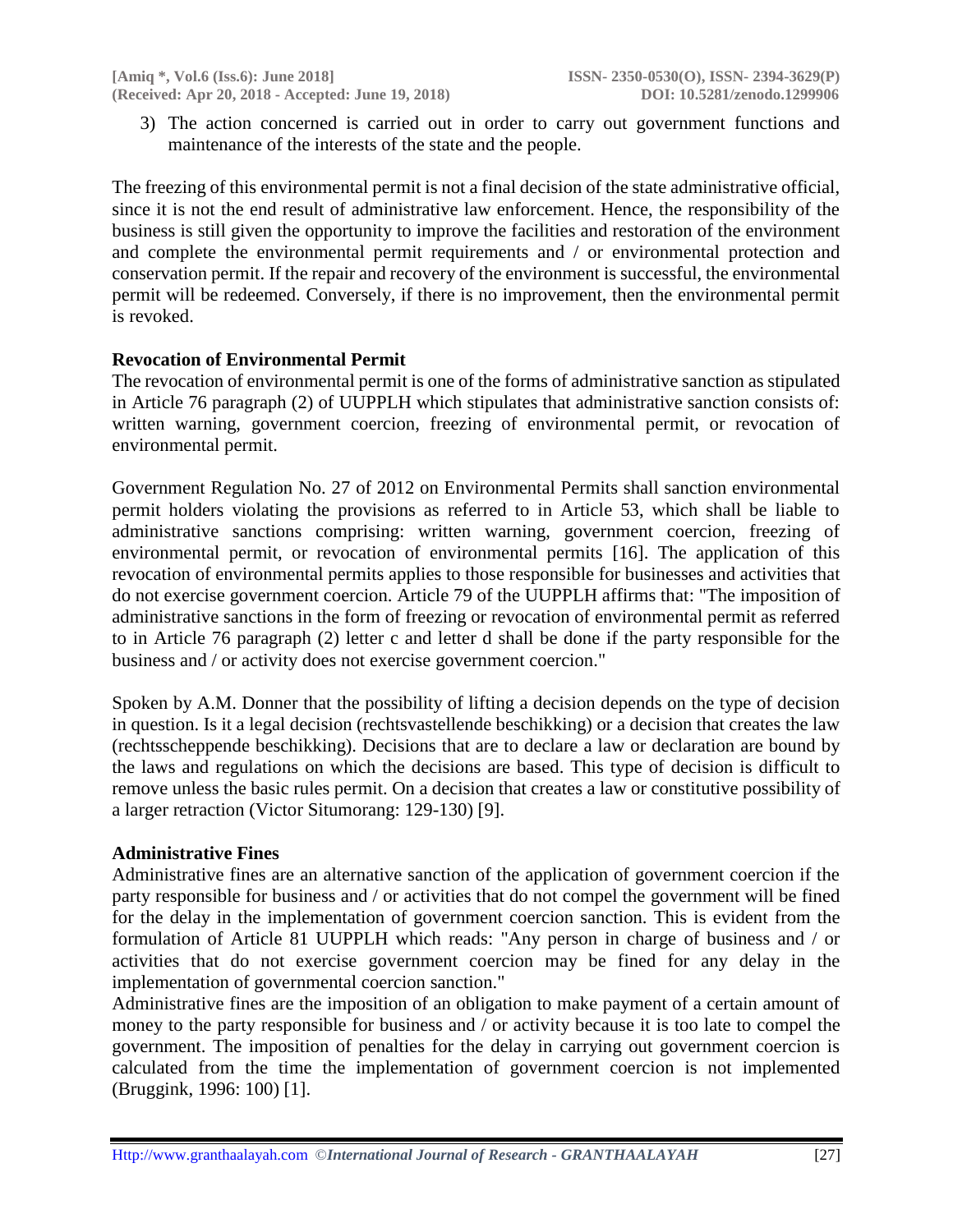3) The action concerned is carried out in order to carry out government functions and maintenance of the interests of the state and the people.

The freezing of this environmental permit is not a final decision of the state administrative official, since it is not the end result of administrative law enforcement. Hence, the responsibility of the business is still given the opportunity to improve the facilities and restoration of the environment and complete the environmental permit requirements and / or environmental protection and conservation permit. If the repair and recovery of the environment is successful, the environmental permit will be redeemed. Conversely, if there is no improvement, then the environmental permit is revoked.

**Revocation of Environmental Permit**

The revocation of environmental permit is one of the forms of administrative sanction as stipulated in Article 76 paragraph (2) of UUPPLH which stipulates that administrative sanction consists of: written warning, government coercion, freezing of environmental permit, or revocation of environmental permit.

Government Regulation No. 27 of 2012 on Environmental Permits shall sanction environmental permit holders violating the provisions as referred to in Article 53, which shall be liable to administrative sanctions comprising: written warning, government coercion, freezing of environmental permit, or revocation of environmental permits [16]. The application of this revocation of environmental permits applies to those responsible for businesses and activities that do not exercise government coercion. Article 79 of the UUPPLH affirms that: "The imposition of administrative sanctions in the form of freezing or revocation of environmental permit as referred to in Article 76 paragraph (2) letter c and letter d shall be done if the party responsible for the business and / or activity does not exercise government coercion."

Spoken by A.M. Donner that the possibility of lifting a decision depends on the type of decision in question. Is it a legal decision (rechtsvastellende beschikking) or a decision that creates the law (rechtsscheppende beschikking). Decisions that are to declare a law or declaration are bound by the laws and regulations on which the decisions are based. This type of decision is difficult to remove unless the basic rules permit. On a decision that creates a law or constitutive possibility of a larger retraction (Victor Situmorang: 129-130) [9].

**Administrative Fines**

Administrative fines are an alternative sanction of the application of government coercion if the party responsible for business and / or activities that do not compel the government will be fined for the delay in the implementation of government coercion sanction. This is evident from the formulation of Article 81 UUPPLH which reads: "Any person in charge of business and / or activities that do not exercise government coercion may be fined for any delay in the implementation of governmental coercion sanction."

Administrative fines are the imposition of an obligation to make payment of a certain amount of money to the party responsible for business and / or activity because it is too late to compel the government. The imposition of penalties for the delay in carrying out government coercion is calculated from the time the implementation of government coercion is not implemented (Bruggink, 1996: 100) [1].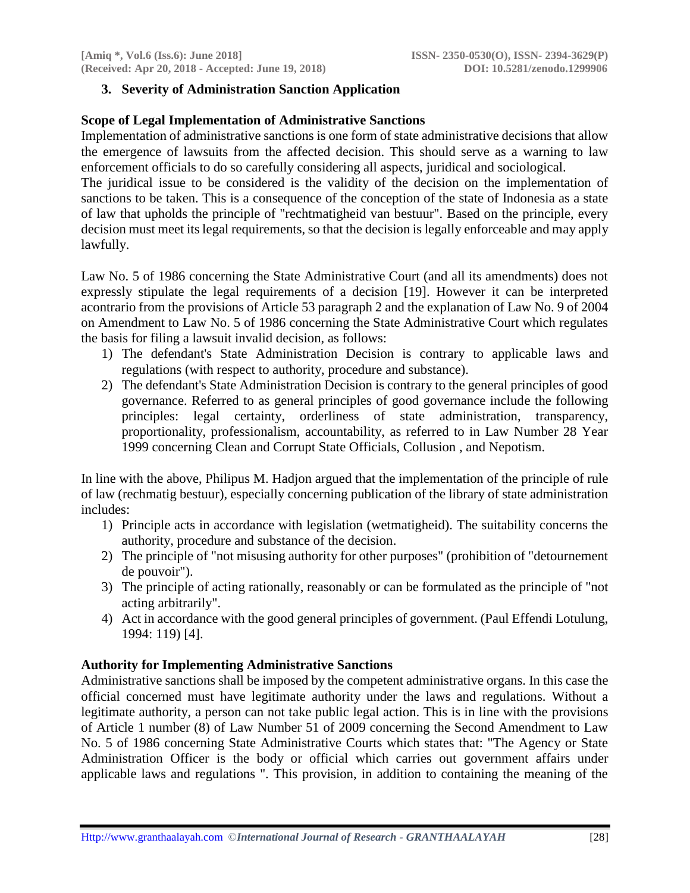### 3. Severity of Administration Sanction Application

**Scope of Legal Implementation of Administrative Sanctions**

Implementation of administrative sanctions is one form of state administrative decisions that allow the emergence of lawsuits from the affected decision. This should serve as a warning to law enforcement officials to do so carefully considering all aspects, juridical and sociological.

The juridical issue to be considered is the validity of the decision on the implementation of sanctions to be taken. This is a consequence of the conception of the state of Indonesia as a state of law that upholds the principle of "rechtmatigheid van bestuur". Based on the principle, every decision must meet its legal requirements, so that the decision is legally enforceable and may apply lawfully.

Law No. 5 of 1986 concerning the State Administrative Court (and all its amendments) does not expressly stipulate the legal requirements of a decision [19]. However it can be interpreted acontrario from the provisions of Article 53 paragraph 2 and the explanation of Law No. 9 of 2004 on Amendment to Law No. 5 of 1986 concerning the State Administrative Court which regulates the basis for filing a lawsuit invalid decision, as follows:

1) The defendant's State Administration Decision is contrary to applicable laws and regulations (with respect to authority, procedure and substance).
2) The defendant's State Administration Decision is contrary to the general principles of good governance. Referred to as general principles of good governance include the following principles: legal certainty, orderliness of state administration, transparency, proportionality, professionalism, accountability, as referred to in Law Number 28 Year 1999 concerning Clean and Corrupt State Officials, Collusion , and Nepotism.

In line with the above, Philipus M. Hadjon argued that the implementation of the principle of rule of law (rechmatig bestuur), especially concerning publication of the library of state administration includes:

1) Principle acts in accordance with legislation (wetmatigheid). The suitability concerns the authority, procedure and substance of the decision.
2) The principle of "not misusing authority for other purposes" (prohibition of "detournement de pouvoir").
3) The principle of acting rationally, reasonably or can be formulated as the principle of "not acting arbitrarily".
4) Act in accordance with the good general principles of government. (Paul Effendi Lotulung, 1994: 119) [4].

**Authority for Implementing Administrative Sanctions**

Administrative sanctions shall be imposed by the competent administrative organs. In this case the official concerned must have legitimate authority under the laws and regulations. Without a legitimate authority, a person can not take public legal action. This is in line with the provisions of Article 1 number (8) of Law Number 51 of 2009 concerning the Second Amendment to Law No. 5 of 1986 concerning State Administrative Courts which states that: "The Agency or State Administration Officer is the body or official which carries out government affairs under applicable laws and regulations ". This provision, in addition to containing the meaning of the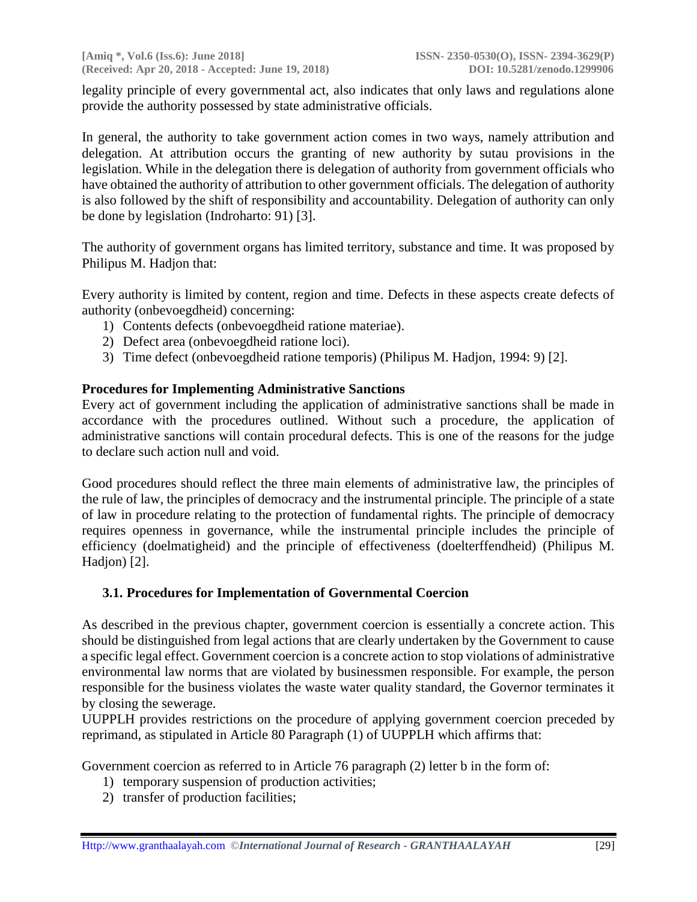legality principle of every governmental act, also indicates that only laws and regulations alone provide the authority possessed by state administrative officials.

In general, the authority to take government action comes in two ways, namely attribution and delegation. At attribution occurs the granting of new authority by sutau provisions in the legislation. While in the delegation there is delegation of authority from government officials who have obtained the authority of attribution to other government officials. The delegation of authority is also followed by the shift of responsibility and accountability. Delegation of authority can only be done by legislation (Indroharto: 91) [3].

The authority of government organs has limited territory, substance and time. It was proposed by Philipus M. Hadjon that:

Every authority is limited by content, region and time. Defects in these aspects create defects of authority (onbevoegdheid) concerning:

1) Contents defects (onbevoegdheid ratione materiae).
2) Defect area (onbevoegdheid ratione loci).
3) Time defect (onbevoegdheid ratione temporis) (Philipus M. Hadjon, 1994: 9) [2].

**Procedures for Implementing Administrative Sanctions**

Every act of government including the application of administrative sanctions shall be made in accordance with the procedures outlined. Without such a procedure, the application of administrative sanctions will contain procedural defects. This is one of the reasons for the judge to declare such action null and void.

Good procedures should reflect the three main elements of administrative law, the principles of the rule of law, the principles of democracy and the instrumental principle. The principle of a state of law in procedure relating to the protection of fundamental rights. The principle of democracy requires openness in governance, while the instrumental principle includes the principle of efficiency (doelmatigheid) and the principle of effectiveness (doelterffendheid) (Philipus M. Hadjon) [2].

### 3.1. Procedures for Implementation of Governmental Coercion

As described in the previous chapter, government coercion is essentially a concrete action. This should be distinguished from legal actions that are clearly undertaken by the Government to cause a specific legal effect. Government coercion is a concrete action to stop violations of administrative environmental law norms that are violated by businessmen responsible. For example, the person responsible for the business violates the waste water quality standard, the Governor terminates it by closing the sewerage.

UUPPLH provides restrictions on the procedure of applying government coercion preceded by reprimand, as stipulated in Article 80 Paragraph (1) of UUPPLH which affirms that:

Government coercion as referred to in Article 76 paragraph (2) letter b in the form of:

1) temporary suspension of production activities;
2) transfer of production facilities;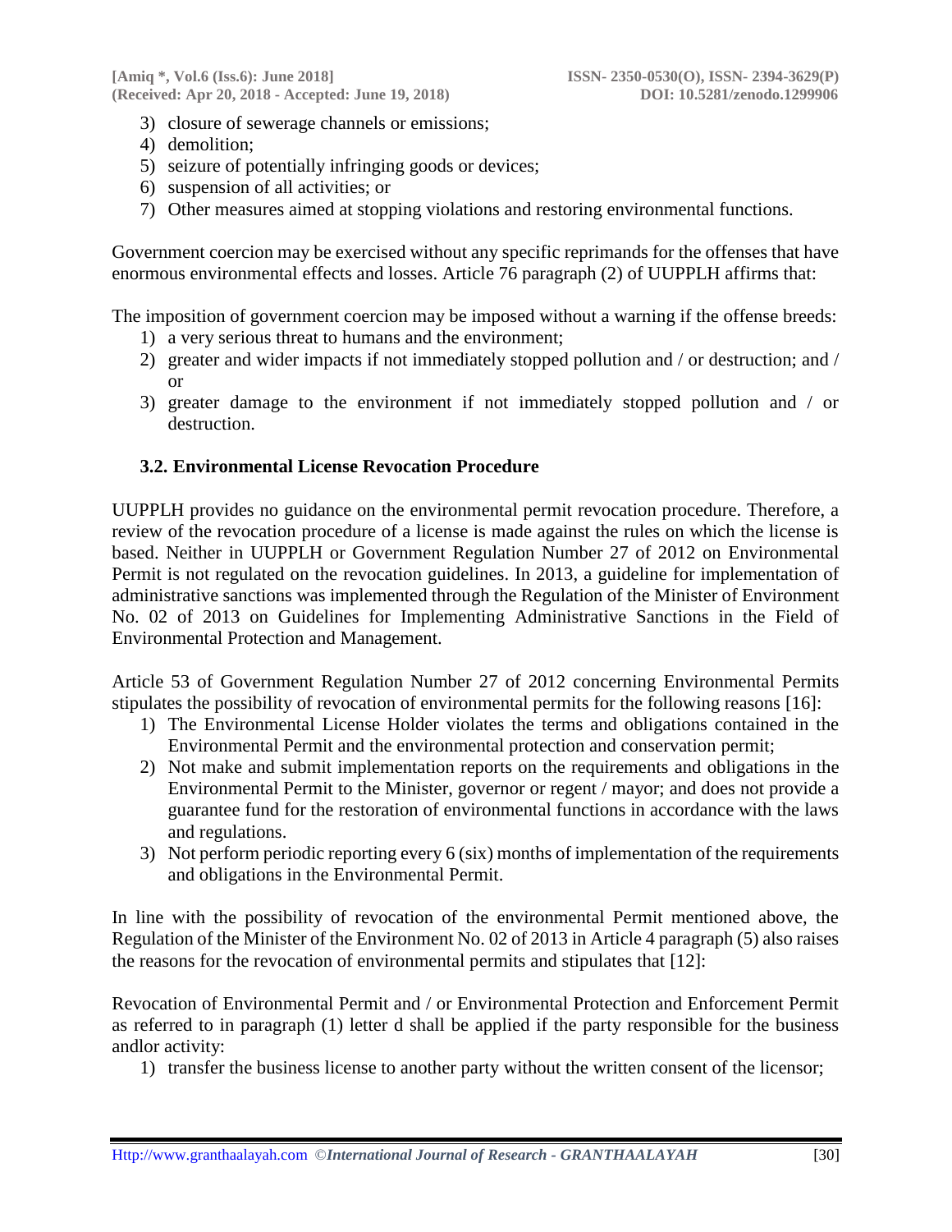3) closure of sewerage channels or emissions;
4) demolition;
5) seizure of potentially infringing goods or devices;
6) suspension of all activities; or
7) Other measures aimed at stopping violations and restoring environmental functions.

Government coercion may be exercised without any specific reprimands for the offenses that have enormous environmental effects and losses. Article 76 paragraph (2) of UUPPLH affirms that:

The imposition of government coercion may be imposed without a warning if the offense breeds:

1) a very serious threat to humans and the environment;
2) greater and wider impacts if not immediately stopped pollution and / or destruction; and / or
3) greater damage to the environment if not immediately stopped pollution and / or destruction.

### 3.2. Environmental License Revocation Procedure

UUPPLH provides no guidance on the environmental permit revocation procedure. Therefore, a review of the revocation procedure of a license is made against the rules on which the license is based. Neither in UUPPLH or Government Regulation Number 27 of 2012 on Environmental Permit is not regulated on the revocation guidelines. In 2013, a guideline for implementation of administrative sanctions was implemented through the Regulation of the Minister of Environment No. 02 of 2013 on Guidelines for Implementing Administrative Sanctions in the Field of Environmental Protection and Management.

Article 53 of Government Regulation Number 27 of 2012 concerning Environmental Permits stipulates the possibility of revocation of environmental permits for the following reasons [16]:

1) The Environmental License Holder violates the terms and obligations contained in the Environmental Permit and the environmental protection and conservation permit;
2) Not make and submit implementation reports on the requirements and obligations in the Environmental Permit to the Minister, governor or regent / mayor; and does not provide a guarantee fund for the restoration of environmental functions in accordance with the laws and regulations.
3) Not perform periodic reporting every 6 (six) months of implementation of the requirements and obligations in the Environmental Permit.

In line with the possibility of revocation of the environmental Permit mentioned above, the Regulation of the Minister of the Environment No. 02 of 2013 in Article 4 paragraph (5) also raises the reasons for the revocation of environmental permits and stipulates that [12]:

Revocation of Environmental Permit and / or Environmental Protection and Enforcement Permit as referred to in paragraph (1) letter d shall be applied if the party responsible for the business andlor activity:

1) transfer the business license to another party without the written consent of the licensor;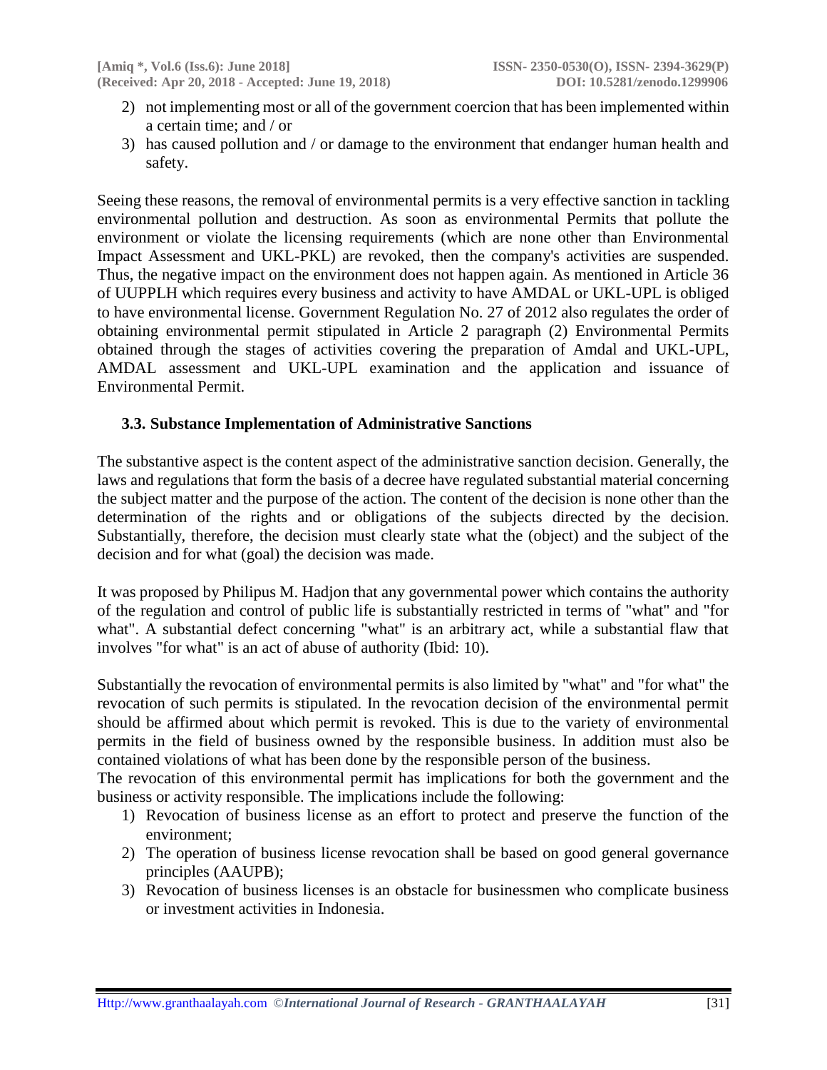2) not implementing most or all of the government coercion that has been implemented within a certain time; and / or
3) has caused pollution and / or damage to the environment that endanger human health and safety.

Seeing these reasons, the removal of environmental permits is a very effective sanction in tackling environmental pollution and destruction. As soon as environmental Permits that pollute the environment or violate the licensing requirements (which are none other than Environmental Impact Assessment and UKL-PKL) are revoked, then the company's activities are suspended. Thus, the negative impact on the environment does not happen again. As mentioned in Article 36 of UUPPLH which requires every business and activity to have AMDAL or UKL-UPL is obliged to have environmental license. Government Regulation No. 27 of 2012 also regulates the order of obtaining environmental permit stipulated in Article 2 paragraph (2) Environmental Permits obtained through the stages of activities covering the preparation of Amdal and UKL-UPL, AMDAL assessment and UKL-UPL examination and the application and issuance of Environmental Permit.

### 3.3. Substance Implementation of Administrative Sanctions

The substantive aspect is the content aspect of the administrative sanction decision. Generally, the laws and regulations that form the basis of a decree have regulated substantial material concerning the subject matter and the purpose of the action. The content of the decision is none other than the determination of the rights and or obligations of the subjects directed by the decision. Substantially, therefore, the decision must clearly state what the (object) and the subject of the decision and for what (goal) the decision was made.

It was proposed by Philipus M. Hadjon that any governmental power which contains the authority of the regulation and control of public life is substantially restricted in terms of "what" and "for what". A substantial defect concerning "what" is an arbitrary act, while a substantial flaw that involves "for what" is an act of abuse of authority (Ibid: 10).

Substantially the revocation of environmental permits is also limited by "what" and "for what" the revocation of such permits is stipulated. In the revocation decision of the environmental permit should be affirmed about which permit is revoked. This is due to the variety of environmental permits in the field of business owned by the responsible business. In addition must also be contained violations of what has been done by the responsible person of the business.

The revocation of this environmental permit has implications for both the government and the business or activity responsible. The implications include the following:

1) Revocation of business license as an effort to protect and preserve the function of the environment;
2) The operation of business license revocation shall be based on good general governance principles (AAUPB);
3) Revocation of business licenses is an obstacle for businessmen who complicate business or investment activities in Indonesia.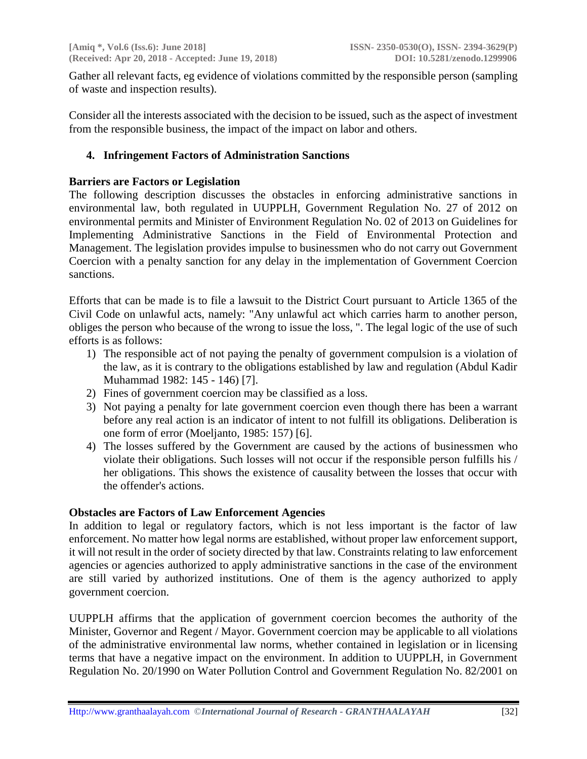Gather all relevant facts, eg evidence of violations committed by the responsible person (sampling of waste and inspection results).

Consider all the interests associated with the decision to be issued, such as the aspect of investment from the responsible business, the impact of the impact on labor and others.

## 4. Infringement Factors of Administration Sanctions

### Barriers are Factors or Legislation

The following description discusses the obstacles in enforcing administrative sanctions in environmental law, both regulated in UUPPLH, Government Regulation No. 27 of 2012 on environmental permits and Minister of Environment Regulation No. 02 of 2013 on Guidelines for Implementing Administrative Sanctions in the Field of Environmental Protection and Management. The legislation provides impulse to businessmen who do not carry out Government Coercion with a penalty sanction for any delay in the implementation of Government Coercion sanctions.

Efforts that can be made is to file a lawsuit to the District Court pursuant to Article 1365 of the Civil Code on unlawful acts, namely: "Any unlawful act which carries harm to another person, obliges the person who because of the wrong to issue the loss, ". The legal logic of the use of such efforts is as follows:

1) The responsible act of not paying the penalty of government compulsion is a violation of the law, as it is contrary to the obligations established by law and regulation (Abdul Kadir Muhammad 1982: 145 - 146) [7].
2) Fines of government coercion may be classified as a loss.
3) Not paying a penalty for late government coercion even though there has been a warrant before any real action is an indicator of intent to not fulfill its obligations. Deliberation is one form of error (Moeljanto, 1985: 157) [6].
4) The losses suffered by the Government are caused by the actions of businessmen who violate their obligations. Such losses will not occur if the responsible person fulfills his / her obligations. This shows the existence of causality between the losses that occur with the offender's actions.

### Obstacles are Factors of Law Enforcement Agencies

In addition to legal or regulatory factors, which is not less important is the factor of law enforcement. No matter how legal norms are established, without proper law enforcement support, it will not result in the order of society directed by that law. Constraints relating to law enforcement agencies or agencies authorized to apply administrative sanctions in the case of the environment are still varied by authorized institutions. One of them is the agency authorized to apply government coercion.

UUPPLH affirms that the application of government coercion becomes the authority of the Minister, Governor and Regent / Mayor. Government coercion may be applicable to all violations of the administrative environmental law norms, whether contained in legislation or in licensing terms that have a negative impact on the environment. In addition to UUPPLH, in Government Regulation No. 20/1990 on Water Pollution Control and Government Regulation No. 82/2001 on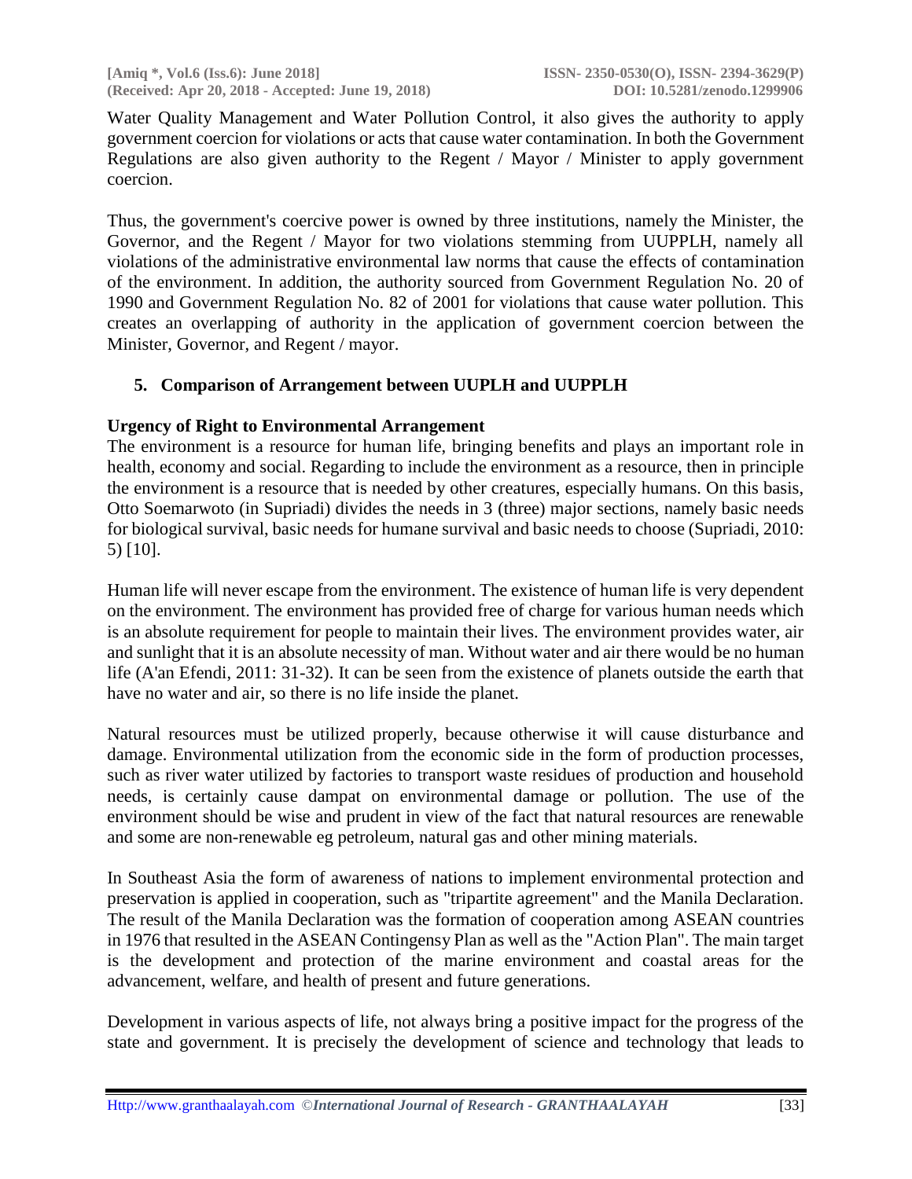Water Quality Management and Water Pollution Control, it also gives the authority to apply government coercion for violations or acts that cause water contamination. In both the Government Regulations are also given authority to the Regent / Mayor / Minister to apply government coercion.

Thus, the government's coercive power is owned by three institutions, namely the Minister, the Governor, and the Regent / Mayor for two violations stemming from UUPPLH, namely all violations of the administrative environmental law norms that cause the effects of contamination of the environment. In addition, the authority sourced from Government Regulation No. 20 of 1990 and Government Regulation No. 82 of 2001 for violations that cause water pollution. This creates an overlapping of authority in the application of government coercion between the Minister, Governor, and Regent / mayor.

## 5. Comparison of Arrangement between UUPLH and UUPPLH

**Urgency of Right to Environmental Arrangement**

The environment is a resource for human life, bringing benefits and plays an important role in health, economy and social. Regarding to include the environment as a resource, then in principle the environment is a resource that is needed by other creatures, especially humans. On this basis, Otto Soemarwoto (in Supriadi) divides the needs in 3 (three) major sections, namely basic needs for biological survival, basic needs for humane survival and basic needs to choose (Supriadi, 2010: 5) [10].

Human life will never escape from the environment. The existence of human life is very dependent on the environment. The environment has provided free of charge for various human needs which is an absolute requirement for people to maintain their lives. The environment provides water, air and sunlight that it is an absolute necessity of man. Without water and air there would be no human life (A'an Efendi, 2011: 31-32). It can be seen from the existence of planets outside the earth that have no water and air, so there is no life inside the planet.

Natural resources must be utilized properly, because otherwise it will cause disturbance and damage. Environmental utilization from the economic side in the form of production processes, such as river water utilized by factories to transport waste residues of production and household needs, is certainly cause dampat on environmental damage or pollution. The use of the environment should be wise and prudent in view of the fact that natural resources are renewable and some are non-renewable eg petroleum, natural gas and other mining materials.

In Southeast Asia the form of awareness of nations to implement environmental protection and preservation is applied in cooperation, such as "tripartite agreement" and the Manila Declaration. The result of the Manila Declaration was the formation of cooperation among ASEAN countries in 1976 that resulted in the ASEAN Contingensy Plan as well as the "Action Plan". The main target is the development and protection of the marine environment and coastal areas for the advancement, welfare, and health of present and future generations.

Development in various aspects of life, not always bring a positive impact for the progress of the state and government. It is precisely the development of science and technology that leads to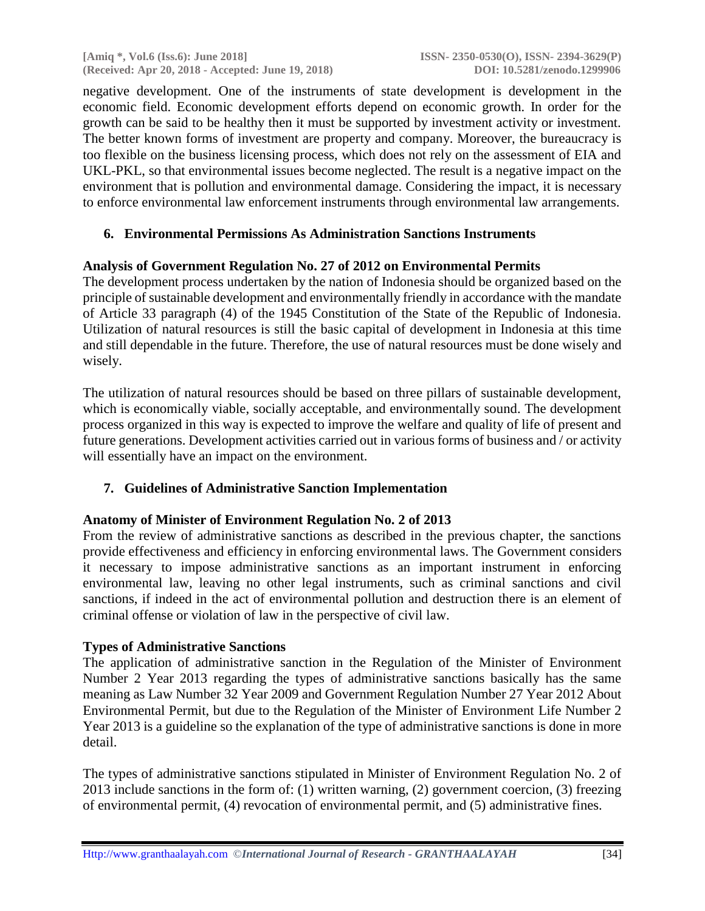negative development. One of the instruments of state development is development in the economic field. Economic development efforts depend on economic growth. In order for the growth can be said to be healthy then it must be supported by investment activity or investment. The better known forms of investment are property and company. Moreover, the bureaucracy is too flexible on the business licensing process, which does not rely on the assessment of EIA and UKL-PKL, so that environmental issues become neglected. The result is a negative impact on the environment that is pollution and environmental damage. Considering the impact, it is necessary to enforce environmental law enforcement instruments through environmental law arrangements.

## 6. Environmental Permissions As Administration Sanctions Instruments

### Analysis of Government Regulation No. 27 of 2012 on Environmental Permits

The development process undertaken by the nation of Indonesia should be organized based on the principle of sustainable development and environmentally friendly in accordance with the mandate of Article 33 paragraph (4) of the 1945 Constitution of the State of the Republic of Indonesia. Utilization of natural resources is still the basic capital of development in Indonesia at this time and still dependable in the future. Therefore, the use of natural resources must be done wisely and wisely.

The utilization of natural resources should be based on three pillars of sustainable development, which is economically viable, socially acceptable, and environmentally sound. The development process organized in this way is expected to improve the welfare and quality of life of present and future generations. Development activities carried out in various forms of business and / or activity will essentially have an impact on the environment.

## 7. Guidelines of Administrative Sanction Implementation

### Anatomy of Minister of Environment Regulation No. 2 of 2013

From the review of administrative sanctions as described in the previous chapter, the sanctions provide effectiveness and efficiency in enforcing environmental laws. The Government considers it necessary to impose administrative sanctions as an important instrument in enforcing environmental law, leaving no other legal instruments, such as criminal sanctions and civil sanctions, if indeed in the act of environmental pollution and destruction there is an element of criminal offense or violation of law in the perspective of civil law.

### Types of Administrative Sanctions

The application of administrative sanction in the Regulation of the Minister of Environment Number 2 Year 2013 regarding the types of administrative sanctions basically has the same meaning as Law Number 32 Year 2009 and Government Regulation Number 27 Year 2012 About Environmental Permit, but due to the Regulation of the Minister of Environment Life Number 2 Year 2013 is a guideline so the explanation of the type of administrative sanctions is done in more detail.

The types of administrative sanctions stipulated in Minister of Environment Regulation No. 2 of 2013 include sanctions in the form of: (1) written warning, (2) government coercion, (3) freezing of environmental permit, (4) revocation of environmental permit, and (5) administrative fines.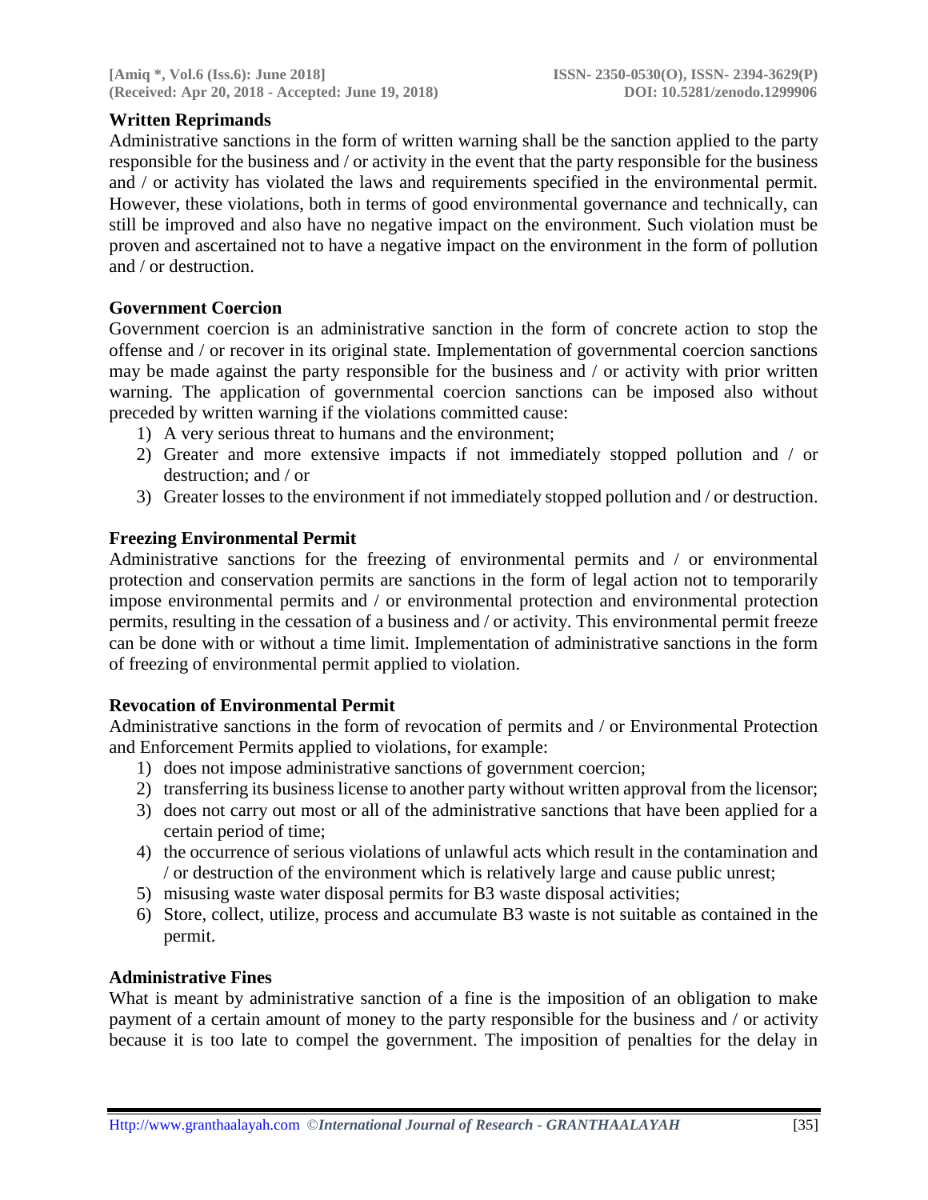### Written Reprimands

Administrative sanctions in the form of written warning shall be the sanction applied to the party responsible for the business and / or activity in the event that the party responsible for the business and / or activity has violated the laws and requirements specified in the environmental permit. However, these violations, both in terms of good environmental governance and technically, can still be improved and also have no negative impact on the environment. Such violation must be proven and ascertained not to have a negative impact on the environment in the form of pollution and / or destruction.

### Government Coercion

Government coercion is an administrative sanction in the form of concrete action to stop the offense and / or recover in its original state. Implementation of governmental coercion sanctions may be made against the party responsible for the business and / or activity with prior written warning. The application of governmental coercion sanctions can be imposed also without preceded by written warning if the violations committed cause:

1) A very serious threat to humans and the environment;
2) Greater and more extensive impacts if not immediately stopped pollution and / or destruction; and / or
3) Greater losses to the environment if not immediately stopped pollution and / or destruction.

### Freezing Environmental Permit

Administrative sanctions for the freezing of environmental permits and / or environmental protection and conservation permits are sanctions in the form of legal action not to temporarily impose environmental permits and / or environmental protection and environmental protection permits, resulting in the cessation of a business and / or activity. This environmental permit freeze can be done with or without a time limit. Implementation of administrative sanctions in the form of freezing of environmental permit applied to violation.

### Revocation of Environmental Permit

Administrative sanctions in the form of revocation of permits and / or Environmental Protection and Enforcement Permits applied to violations, for example:

1) does not impose administrative sanctions of government coercion;
2) transferring its business license to another party without written approval from the licensor;
3) does not carry out most or all of the administrative sanctions that have been applied for a certain period of time;
4) the occurrence of serious violations of unlawful acts which result in the contamination and / or destruction of the environment which is relatively large and cause public unrest;
5) misusing waste water disposal permits for B3 waste disposal activities;
6) Store, collect, utilize, process and accumulate B3 waste is not suitable as contained in the permit.

### Administrative Fines

What is meant by administrative sanction of a fine is the imposition of an obligation to make payment of a certain amount of money to the party responsible for the business and / or activity because it is too late to compel the government. The imposition of penalties for the delay in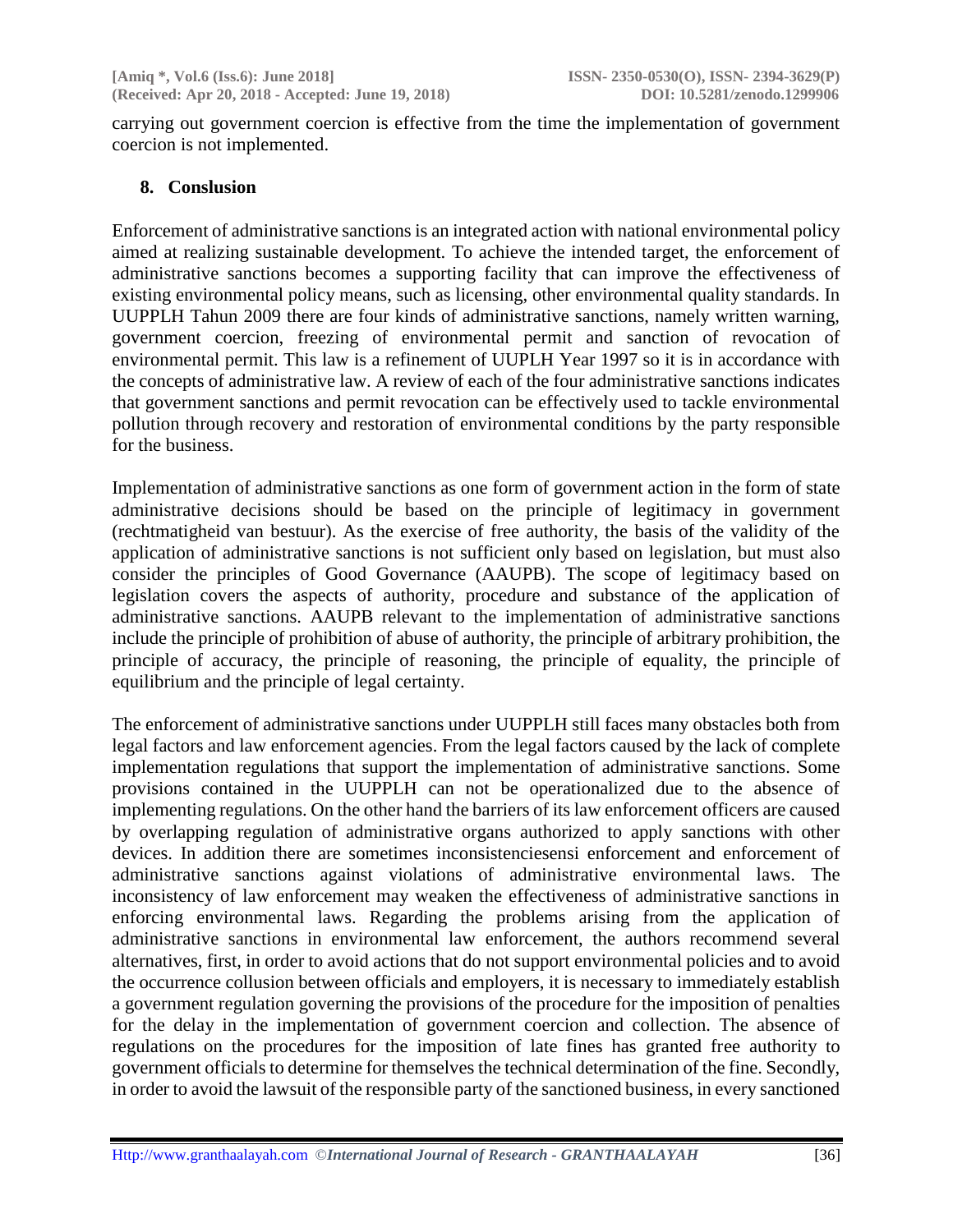carrying out government coercion is effective from the time the implementation of government coercion is not implemented.

## 8. Conslusion

Enforcement of administrative sanctions is an integrated action with national environmental policy aimed at realizing sustainable development. To achieve the intended target, the enforcement of administrative sanctions becomes a supporting facility that can improve the effectiveness of existing environmental policy means, such as licensing, other environmental quality standards. In UUPPLH Tahun 2009 there are four kinds of administrative sanctions, namely written warning, government coercion, freezing of environmental permit and sanction of revocation of environmental permit. This law is a refinement of UUPLH Year 1997 so it is in accordance with the concepts of administrative law. A review of each of the four administrative sanctions indicates that government sanctions and permit revocation can be effectively used to tackle environmental pollution through recovery and restoration of environmental conditions by the party responsible for the business.

Implementation of administrative sanctions as one form of government action in the form of state administrative decisions should be based on the principle of legitimacy in government (rechtmatigheid van bestuur). As the exercise of free authority, the basis of the validity of the application of administrative sanctions is not sufficient only based on legislation, but must also consider the principles of Good Governance (AAUPB). The scope of legitimacy based on legislation covers the aspects of authority, procedure and substance of the application of administrative sanctions. AAUPB relevant to the implementation of administrative sanctions include the principle of prohibition of abuse of authority, the principle of arbitrary prohibition, the principle of accuracy, the principle of reasoning, the principle of equality, the principle of equilibrium and the principle of legal certainty.

The enforcement of administrative sanctions under UUPPLH still faces many obstacles both from legal factors and law enforcement agencies. From the legal factors caused by the lack of complete implementation regulations that support the implementation of administrative sanctions. Some provisions contained in the UUPPLH can not be operationalized due to the absence of implementing regulations. On the other hand the barriers of its law enforcement officers are caused by overlapping regulation of administrative organs authorized to apply sanctions with other devices. In addition there are sometimes inconsistenciesensi enforcement and enforcement of administrative sanctions against violations of administrative environmental laws. The inconsistency of law enforcement may weaken the effectiveness of administrative sanctions in enforcing environmental laws. Regarding the problems arising from the application of administrative sanctions in environmental law enforcement, the authors recommend several alternatives, first, in order to avoid actions that do not support environmental policies and to avoid the occurrence collusion between officials and employers, it is necessary to immediately establish a government regulation governing the provisions of the procedure for the imposition of penalties for the delay in the implementation of government coercion and collection. The absence of regulations on the procedures for the imposition of late fines has granted free authority to government officials to determine for themselves the technical determination of the fine. Secondly, in order to avoid the lawsuit of the responsible party of the sanctioned business, in every sanctioned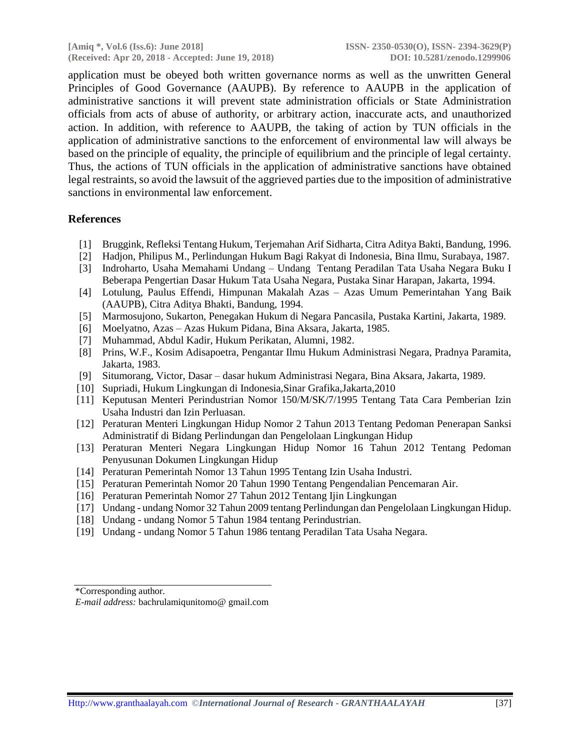application must be obeyed both written governance norms as well as the unwritten General Principles of Good Governance (AAUPB). By reference to AAUPB in the application of administrative sanctions it will prevent state administration officials or State Administration officials from acts of abuse of authority, or arbitrary action, inaccurate acts, and unauthorized action. In addition, with reference to AAUPB, the taking of action by TUN officials in the application of administrative sanctions to the enforcement of environmental law will always be based on the principle of equality, the principle of equilibrium and the principle of legal certainty. Thus, the actions of TUN officials in the application of administrative sanctions have obtained legal restraints, so avoid the lawsuit of the aggrieved parties due to the imposition of administrative sanctions in environmental law enforcement.

## References

[1] Bruggink, Refleksi Tentang Hukum, Terjemahan Arif Sidharta, Citra Aditya Bakti, Bandung, 1996.
[2] Hadjon, Philipus M., Perlindungan Hukum Bagi Rakyat di Indonesia, Bina Ilmu, Surabaya, 1987.
[3] Indroharto, Usaha Memahami Undang – Undang Tentang Peradilan Tata Usaha Negara Buku I Beberapa Pengertian Dasar Hukum Tata Usaha Negara, Pustaka Sinar Harapan, Jakarta, 1994.
[4] Lotulung, Paulus Effendi, Himpunan Makalah Azas – Azas Umum Pemerintahan Yang Baik (AAUPB), Citra Aditya Bhakti, Bandung, 1994.
[5] Marmosujono, Sukarton, Penegakan Hukum di Negara Pancasila, Pustaka Kartini, Jakarta, 1989.
[6] Moelyatno, Azas – Azas Hukum Pidana, Bina Aksara, Jakarta, 1985.
[7] Muhammad, Abdul Kadir, Hukum Perikatan, Alumni, 1982.
[8] Prins, W.F., Kosim Adisapoetra, Pengantar Ilmu Hukum Administrasi Negara, Pradnya Paramita, Jakarta, 1983.
[9] Situmorang, Victor, Dasar – dasar hukum Administrasi Negara, Bina Aksara, Jakarta, 1989.
[10] Supriadi, Hukum Lingkungan di Indonesia,Sinar Grafika,Jakarta,2010
[11] Keputusan Menteri Perindustrian Nomor 150/M/SK/7/1995 Tentang Tata Cara Pemberian Izin Usaha Industri dan Izin Perluasan.
[12] Peraturan Menteri Lingkungan Hidup Nomor 2 Tahun 2013 Tentang Pedoman Penerapan Sanksi Administratif di Bidang Perlindungan dan Pengelolaan Lingkungan Hidup
[13] Peraturan Menteri Negara Lingkungan Hidup Nomor 16 Tahun 2012 Tentang Pedoman Penyusunan Dokumen Lingkungan Hidup
[14] Peraturan Pemerintah Nomor 13 Tahun 1995 Tentang Izin Usaha Industri.
[15] Peraturan Pemerintah Nomor 20 Tahun 1990 Tentang Pengendalian Pencemaran Air.
[16] Peraturan Pemerintah Nomor 27 Tahun 2012 Tentang Ijin Lingkungan
[17] Undang - undang Nomor 32 Tahun 2009 tentang Perlindungan dan Pengelolaan Lingkungan Hidup.
[18] Undang - undang Nomor 5 Tahun 1984 tentang Perindustrian.
[19] Undang - undang Nomor 5 Tahun 1986 tentang Peradilan Tata Usaha Negara.

*Corresponding author.
*E-mail address:* bachrulamiqunitomo@ gmail.com